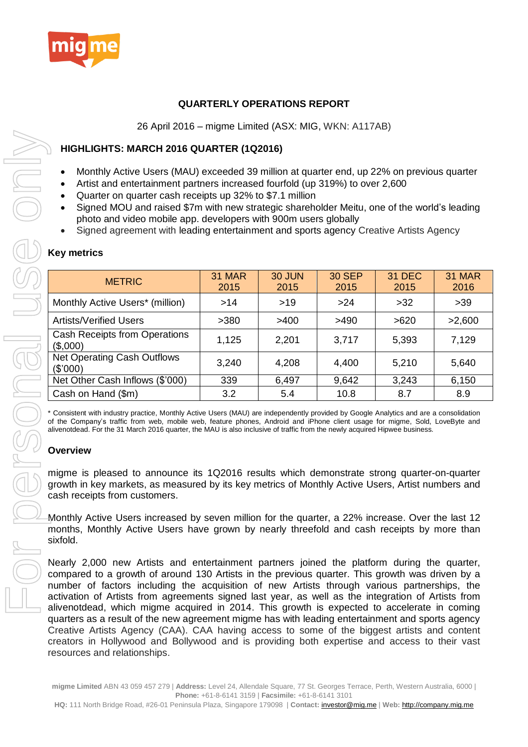# QUARTERLY OPERATIONS REPORT

26 April 2016 – migme Limited (ASX: MIG, WKN: A117AB)

## HIGHLIGHTS: MARCH 2016 QUARTER (1Q2016)

- Monthly Active Users (MAU) exceeded 39 million at quarter end, up 22% on previous quarter
- Artist and entertainment partners increased fourfold (up 319%) to over 2,600
- Quarter on quarter cash receipts up 32% to $7.1 million
- Signed MOU and raised $7m with new strategic shareholder Meitu, one of the world's leading photo and video mobile app. developers with 900m users globally
- Signed agreement with leading entertainment and sports agency Creative Artists Agency

### Key metrics

| METRIC | 31 MAR 2015 | 30 JUN 2015 | 30 SEP 2015 | 31 DEC 2015 | 31 MAR 2016 |
|---|---|---|---|---|---|
| Monthly Active Users* (million) | >14 | >19 | >24 | >32 | >39 |
| Artists/Verified Users | >380 | >400 | >490 | >620 | >2,600 |
| Cash Receipts from Operations ($,000) | 1,125 | 2,201 | 3,717 | 5,393 | 7,129 |
| Net Operating Cash Outflows ($'000) | 3,240 | 4,208 | 4,400 | 5,210 | 5,640 |
| Net Other Cash Inflows ($'000) | 339 | 6,497 | 9,642 | 3,243 | 6,150 |
| Cash on Hand ($m) | 3.2 | 5.4 | 10.8 | 8.7 | 8.9 |

\* Consistent with industry practice, Monthly Active Users (MAU) are independently provided by Google Analytics and are a consolidation of the Company's traffic from web, mobile web, feature phones, Android and iPhone client usage for migme, Sold, LoveByte and alivenotdead. For the 31 March 2016 quarter, the MAU is also inclusive of traffic from the newly acquired Hipwee business.

### Overview

migme is pleased to announce its 1Q2016 results which demonstrate strong quarter-on-quarter growth in key markets, as measured by its key metrics of Monthly Active Users, Artist numbers and cash receipts from customers.

Monthly Active Users increased by seven million for the quarter, a 22% increase. Over the last 12 months, Monthly Active Users have grown by nearly threefold and cash receipts by more than sixfold.

Nearly 2,000 new Artists and entertainment partners joined the platform during the quarter, compared to a growth of around 130 Artists in the previous quarter. This growth was driven by a number of factors including the acquisition of new Artists through various partnerships, the activation of Artists from agreements signed last year, as well as the integration of Artists from alivenotdead, which migme acquired in 2014. This growth is expected to accelerate in coming quarters as a result of the new agreement migme has with leading entertainment and sports agency Creative Artists Agency (CAA). CAA having access to some of the biggest artists and content creators in Hollywood and Bollywood and is providing both expertise and access to their vast resources and relationships.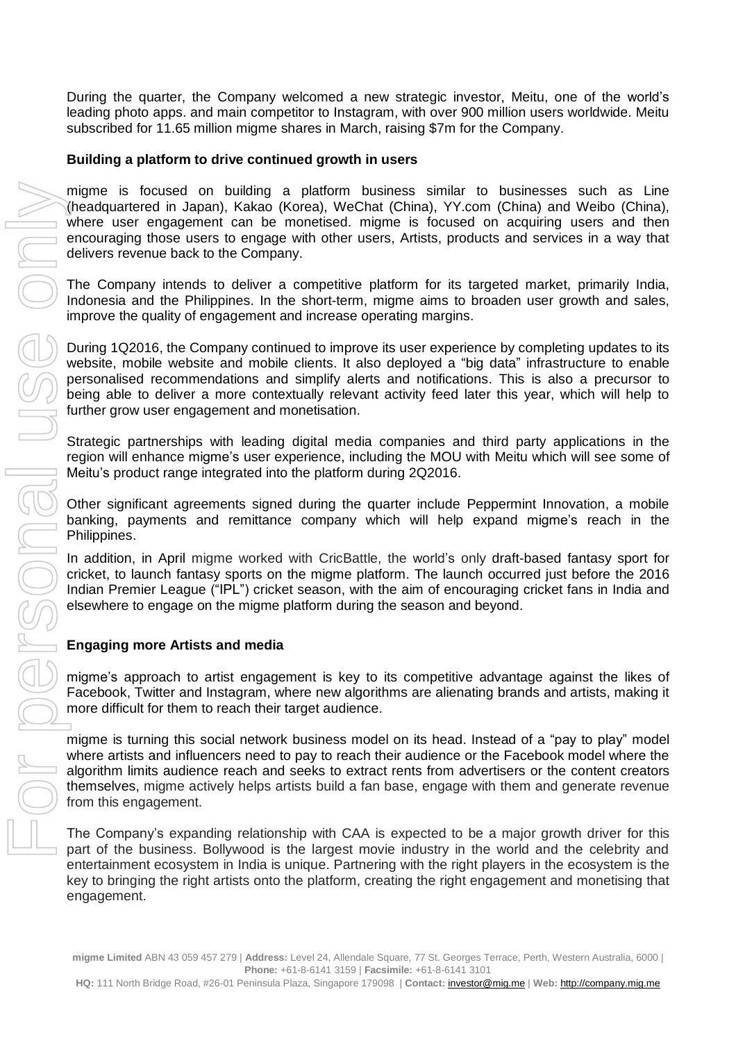During the quarter, the Company welcomed a new strategic investor, Meitu, one of the world's leading photo apps. and main competitor to Instagram, with over 900 million users worldwide. Meitu subscribed for 11.65 million migme shares in March, raising $7m for the Company.

**Building a platform to drive continued growth in users**

migme is focused on building a platform business similar to businesses such as Line (headquartered in Japan), Kakao (Korea), WeChat (China), YY.com (China) and Weibo (China), where user engagement can be monetised. migme is focused on acquiring users and then encouraging those users to engage with other users, Artists, products and services in a way that delivers revenue back to the Company.

The Company intends to deliver a competitive platform for its targeted market, primarily India, Indonesia and the Philippines. In the short-term, migme aims to broaden user growth and sales, improve the quality of engagement and increase operating margins.

During 1Q2016, the Company continued to improve its user experience by completing updates to its website, mobile website and mobile clients. It also deployed a "big data" infrastructure to enable personalised recommendations and simplify alerts and notifications. This is also a precursor to being able to deliver a more contextually relevant activity feed later this year, which will help to further grow user engagement and monetisation.

Strategic partnerships with leading digital media companies and third party applications in the region will enhance migme's user experience, including the MOU with Meitu which will see some of Meitu's product range integrated into the platform during 2Q2016.

Other significant agreements signed during the quarter include Peppermint Innovation, a mobile banking, payments and remittance company which will help expand migme's reach in the Philippines.

In addition, in April migme worked with CricBattle, the world's only draft-based fantasy sport for cricket, to launch fantasy sports on the migme platform. The launch occurred just before the 2016 Indian Premier League ("IPL") cricket season, with the aim of encouraging cricket fans in India and elsewhere to engage on the migme platform during the season and beyond.

**Engaging more Artists and media**

migme's approach to artist engagement is key to its competitive advantage against the likes of Facebook, Twitter and Instagram, where new algorithms are alienating brands and artists, making it more difficult for them to reach their target audience.

migme is turning this social network business model on its head. Instead of a "pay to play" model where artists and influencers need to pay to reach their audience or the Facebook model where the algorithm limits audience reach and seeks to extract rents from advertisers or the content creators themselves, migme actively helps artists build a fan base, engage with them and generate revenue from this engagement.

The Company's expanding relationship with CAA is expected to be a major growth driver for this part of the business. Bollywood is the largest movie industry in the world and the celebrity and entertainment ecosystem in India is unique. Partnering with the right players in the ecosystem is the key to bringing the right artists onto the platform, creating the right engagement and monetising that engagement.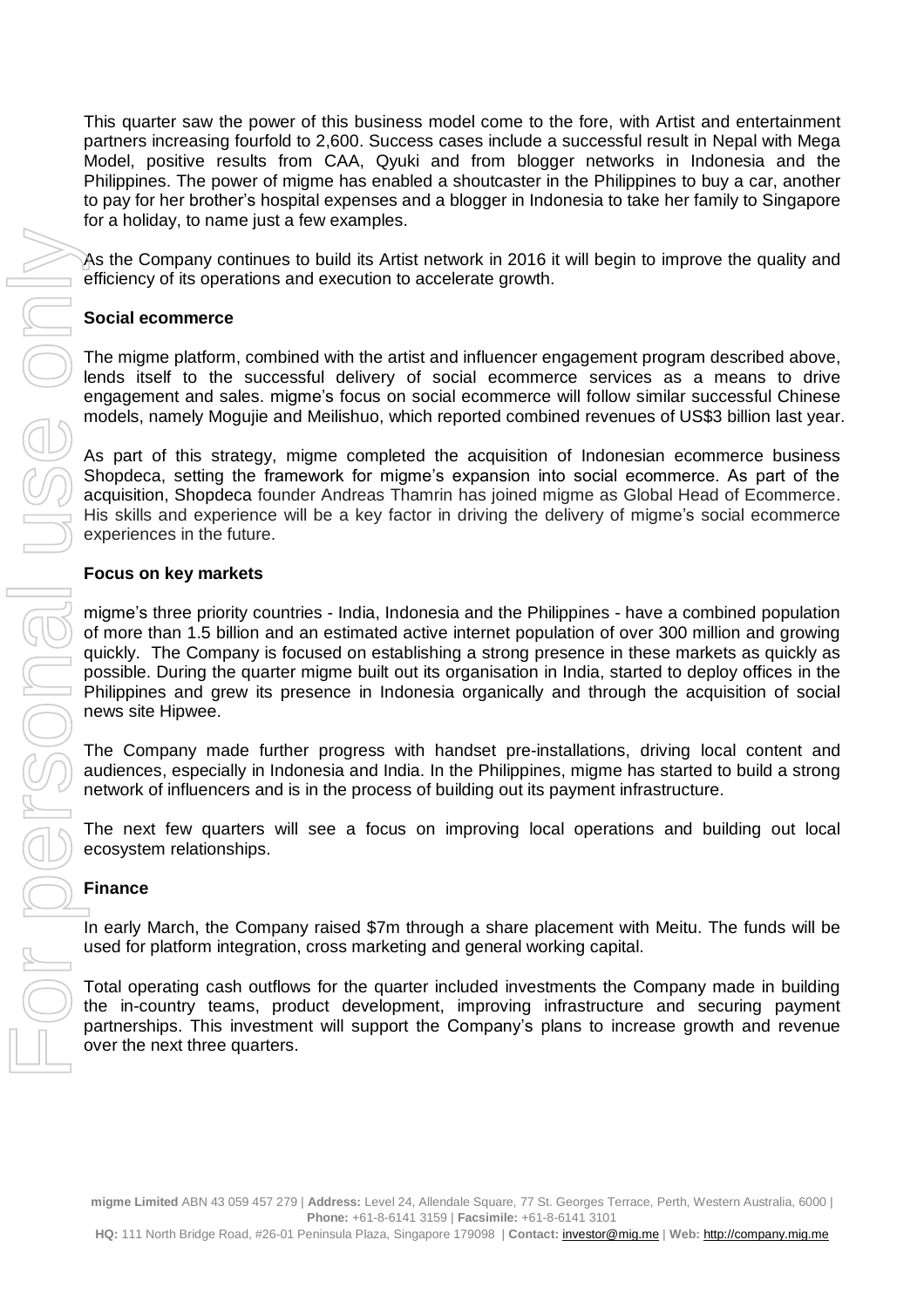This quarter saw the power of this business model come to the fore, with Artist and entertainment partners increasing fourfold to 2,600. Success cases include a successful result in Nepal with Mega Model, positive results from CAA, Qyuki and from blogger networks in Indonesia and the Philippines. The power of migme has enabled a shoutcaster in the Philippines to buy a car, another to pay for her brother's hospital expenses and a blogger in Indonesia to take her family to Singapore for a holiday, to name just a few examples.

As the Company continues to build its Artist network in 2016 it will begin to improve the quality and efficiency of its operations and execution to accelerate growth.

**Social ecommerce**

The migme platform, combined with the artist and influencer engagement program described above, lends itself to the successful delivery of social ecommerce services as a means to drive engagement and sales. migme's focus on social ecommerce will follow similar successful Chinese models, namely Mogujie and Meilishuo, which reported combined revenues of US$3 billion last year.

As part of this strategy, migme completed the acquisition of Indonesian ecommerce business Shopdeca, setting the framework for migme's expansion into social ecommerce. As part of the acquisition, Shopdeca founder Andreas Thamrin has joined migme as Global Head of Ecommerce. His skills and experience will be a key factor in driving the delivery of migme's social ecommerce experiences in the future.

**Focus on key markets**

migme's three priority countries - India, Indonesia and the Philippines - have a combined population of more than 1.5 billion and an estimated active internet population of over 300 million and growing quickly. The Company is focused on establishing a strong presence in these markets as quickly as possible. During the quarter migme built out its organisation in India, started to deploy offices in the Philippines and grew its presence in Indonesia organically and through the acquisition of social news site Hipwee.

The Company made further progress with handset pre-installations, driving local content and audiences, especially in Indonesia and India. In the Philippines, migme has started to build a strong network of influencers and is in the process of building out its payment infrastructure.

The next few quarters will see a focus on improving local operations and building out local ecosystem relationships.

**Finance**

In early March, the Company raised $7m through a share placement with Meitu. The funds will be used for platform integration, cross marketing and general working capital.

Total operating cash outflows for the quarter included investments the Company made in building the in-country teams, product development, improving infrastructure and securing payment partnerships. This investment will support the Company's plans to increase growth and revenue over the next three quarters.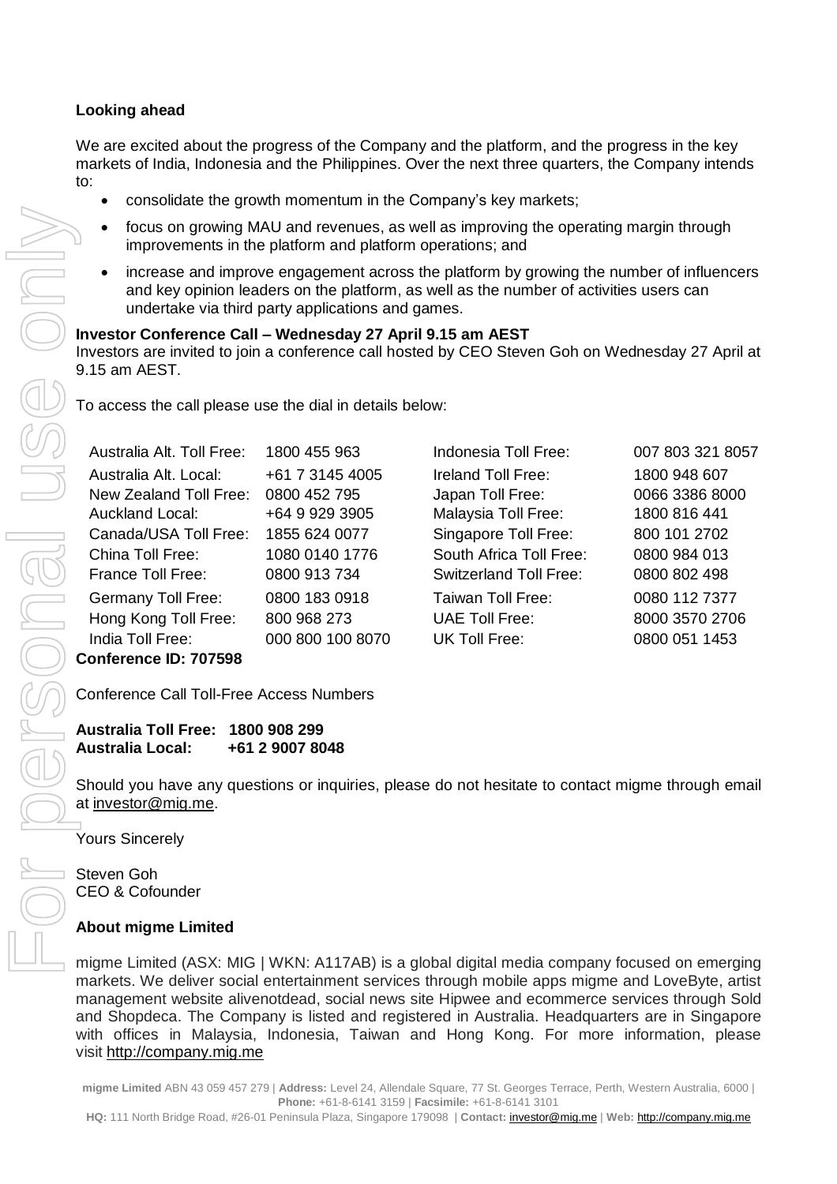### Looking ahead

We are excited about the progress of the Company and the platform, and the progress in the key markets of India, Indonesia and the Philippines. Over the next three quarters, the Company intends to:

- consolidate the growth momentum in the Company's key markets;
- focus on growing MAU and revenues, as well as improving the operating margin through improvements in the platform and platform operations; and
- increase and improve engagement across the platform by growing the number of influencers and key opinion leaders on the platform, as well as the number of activities users can undertake via third party applications and games.

**Investor Conference Call – Wednesday 27 April 9.15 am AEST**

Investors are invited to join a conference call hosted by CEO Steven Goh on Wednesday 27 April at 9.15 am AEST.

To access the call please use the dial in details below:

| | | | |
|---|---|---|---|
| Australia Alt. Toll Free: | 1800 455 963 | Indonesia Toll Free: | 007 803 321 8057 |
| Australia Alt. Local: | +61 7 3145 4005 | Ireland Toll Free: | 1800 948 607 |
| New Zealand Toll Free: | 0800 452 795 | Japan Toll Free: | 0066 3386 8000 |
| Auckland Local: | +64 9 929 3905 | Malaysia Toll Free: | 1800 816 441 |
| Canada/USA Toll Free: | 1855 624 0077 | Singapore Toll Free: | 800 101 2702 |
| China Toll Free: | 1080 0140 1776 | South Africa Toll Free: | 0800 984 013 |
| France Toll Free: | 0800 913 734 | Switzerland Toll Free: | 0800 802 498 |
| Germany Toll Free: | 0800 183 0918 | Taiwan Toll Free: | 0080 112 7377 |
| Hong Kong Toll Free: | 800 968 273 | UAE Toll Free: | 8000 3570 2706 |
| India Toll Free: | 000 800 100 8070 | UK Toll Free: | 0800 051 1453 |

**Conference ID: 707598**

Conference Call Toll-Free Access Numbers

**Australia Toll Free: 1800 908 299**
**Australia Local: +61 2 9007 8048**

Should you have any questions or inquiries, please do not hesitate to contact migme through email at investor@mig.me.

Yours Sincerely

Steven Goh
CEO & Cofounder

### About migme Limited

migme Limited (ASX: MIG | WKN: A117AB) is a global digital media company focused on emerging markets. We deliver social entertainment services through mobile apps migme and LoveByte, artist management website alivenotdead, social news site Hipwee and ecommerce services through Sold and Shopdeca. The Company is listed and registered in Australia. Headquarters are in Singapore with offices in Malaysia, Indonesia, Taiwan and Hong Kong. For more information, please visit http://company.mig.me

**migme Limited** ABN 43 059 457 279 | **Address:** Level 24, Allendale Square, 77 St. Georges Terrace, Perth, Western Australia, 6000 | **Phone:** +61-8-6141 3159 | **Facsimile:** +61-8-6141 3101
**HQ:** 111 North Bridge Road, #26-01 Peninsula Plaza, Singapore 179098 | **Contact:** investor@mig.me | **Web:** http://company.mig.me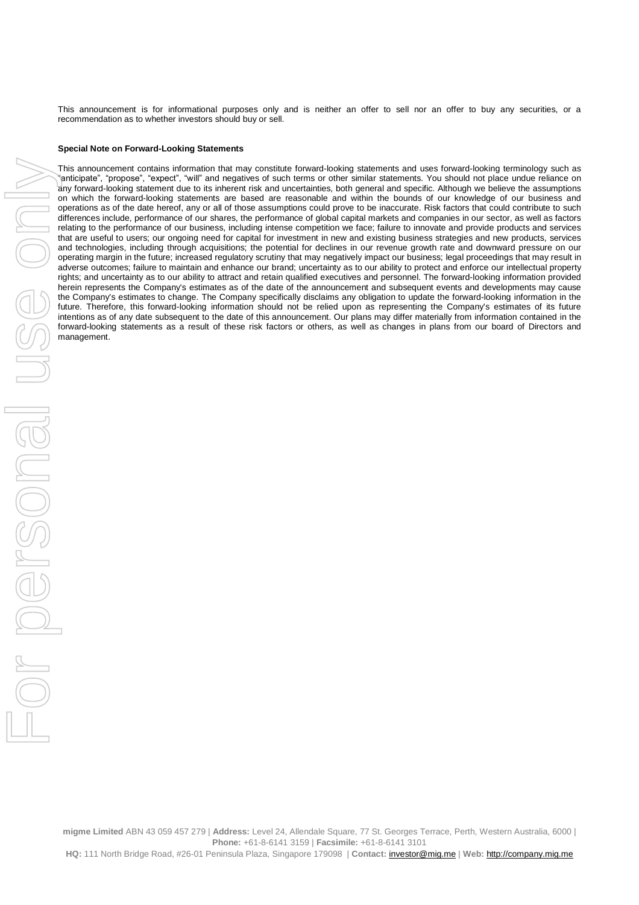This announcement is for informational purposes only and is neither an offer to sell nor an offer to buy any securities, or a recommendation as to whether investors should buy or sell.

**Special Note on Forward-Looking Statements**

This announcement contains information that may constitute forward-looking statements and uses forward-looking terminology such as "anticipate", "propose", "expect", "will" and negatives of such terms or other similar statements. You should not place undue reliance on any forward-looking statement due to its inherent risk and uncertainties, both general and specific. Although we believe the assumptions on which the forward-looking statements are based are reasonable and within the bounds of our knowledge of our business and operations as of the date hereof, any or all of those assumptions could prove to be inaccurate. Risk factors that could contribute to such differences include, performance of our shares, the performance of global capital markets and companies in our sector, as well as factors relating to the performance of our business, including intense competition we face; failure to innovate and provide products and services that are useful to users; our ongoing need for capital for investment in new and existing business strategies and new products, services and technologies, including through acquisitions; the potential for declines in our revenue growth rate and downward pressure on our operating margin in the future; increased regulatory scrutiny that may negatively impact our business; legal proceedings that may result in adverse outcomes; failure to maintain and enhance our brand; uncertainty as to our ability to protect and enforce our intellectual property rights; and uncertainty as to our ability to attract and retain qualified executives and personnel. The forward-looking information provided herein represents the Company's estimates as of the date of the announcement and subsequent events and developments may cause the Company's estimates to change. The Company specifically disclaims any obligation to update the forward-looking information in the future. Therefore, this forward-looking information should not be relied upon as representing the Company's estimates of its future intentions as of any date subsequent to the date of this announcement. Our plans may differ materially from information contained in the forward-looking statements as a result of these risk factors or others, as well as changes in plans from our board of Directors and management.

**migme Limited** ABN 43 059 457 279 | **Address:** Level 24, Allendale Square, 77 St. Georges Terrace, Perth, Western Australia, 6000 | **Phone:** +61-8-6141 3159 | **Facsimile:** +61-8-6141 3101
**HQ:** 111 North Bridge Road, #26-01 Peninsula Plaza, Singapore 179098 | **Contact:** investor@mig.me | **Web:** http://company.mig.me